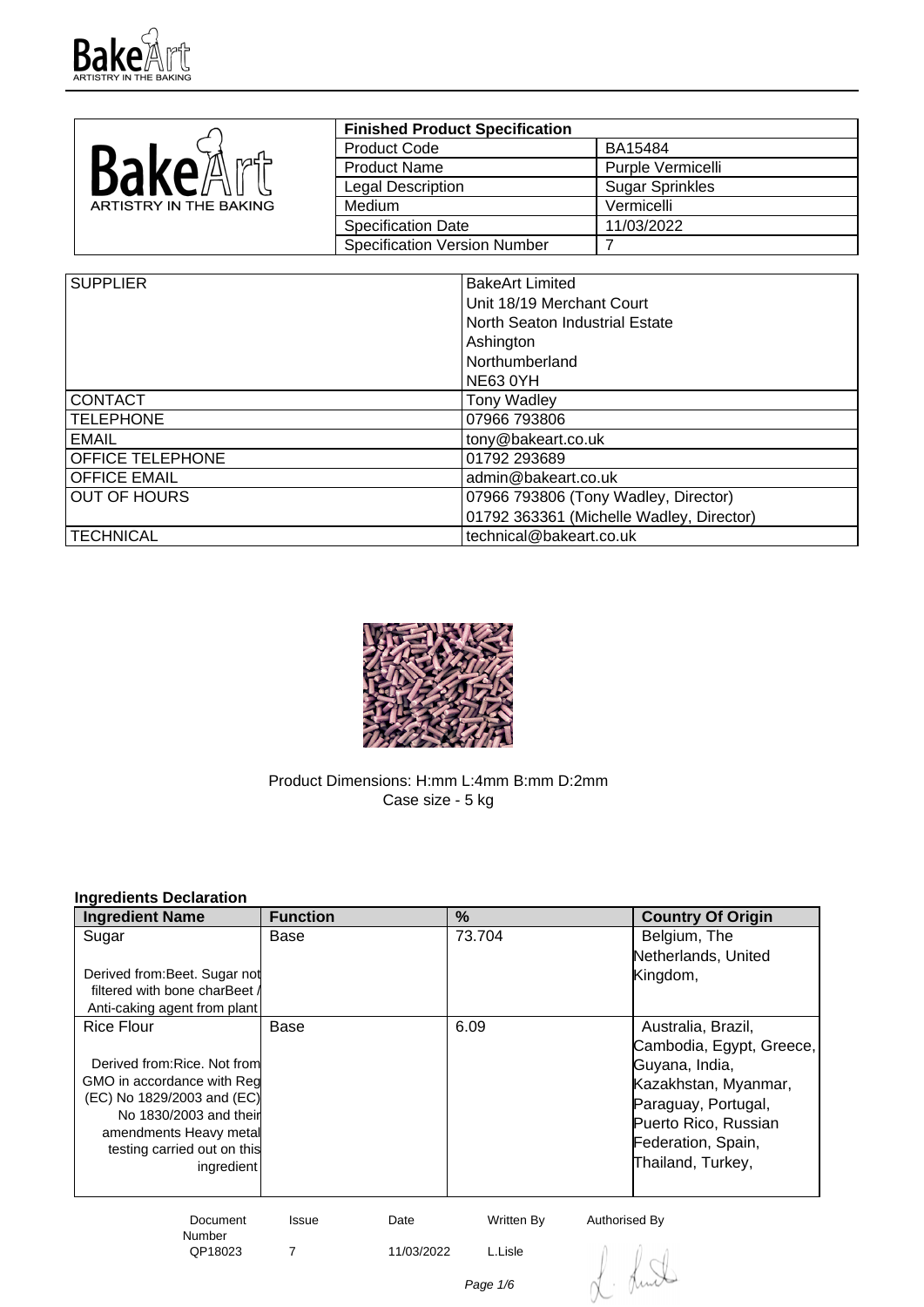| Finished Product Specification | |
|---|---|
| Product Code | BA15484 |
| Product Name | Purple Vermicelli |
| Legal Description | Sugar Sprinkles |
| Medium | Vermicelli |
| Specification Date | 11/03/2022 |
| Specification Version Number | 7 |

| | |
|---|---|
| SUPPLIER | BakeArt Limited<br>Unit 18/19 Merchant Court<br>North Seaton Industrial Estate<br>Ashington<br>Northumberland<br>NE63 0YH |
| CONTACT | Tony Wadley |
| TELEPHONE | 07966 793806 |
| EMAIL | tony@bakeart.co.uk |
| OFFICE TELEPHONE | 01792 293689 |
| OFFICE EMAIL | admin@bakeart.co.uk |
| OUT OF HOURS | 07966 793806 (Tony Wadley, Director)<br>01792 363361 (Michelle Wadley, Director) |
| TECHNICAL | technical@bakeart.co.uk |

Product Dimensions: H:mm L:4mm B:mm D:2mm
Case size - 5 kg

**Ingredients Declaration**

| Ingredient Name | Function | % | Country Of Origin |
|---|---|---|---|
| Sugar<br><br>Derived from:Beet. Sugar not filtered with bone charBeet / Anti-caking agent from plant | Base | 73.704 | Belgium, The Netherlands, United Kingdom, |
| Rice Flour<br><br>Derived from:Rice. Not from GMO in accordance with Reg (EC) No 1829/2003 and (EC) No 1830/2003 and their amendments Heavy metal testing carried out on this ingredient | Base | 6.09 | Australia, Brazil, Cambodia, Egypt, Greece, Guyana, India, Kazakhstan, Myanmar, Paraguay, Portugal, Puerto Rico, Russian Federation, Spain, Thailand, Turkey, |

| Document Number | Issue | Date | Written By | Authorised By |
|---|---|---|---|---|
| QP18023 | 7 | 11/03/2022 | L.Lisle | |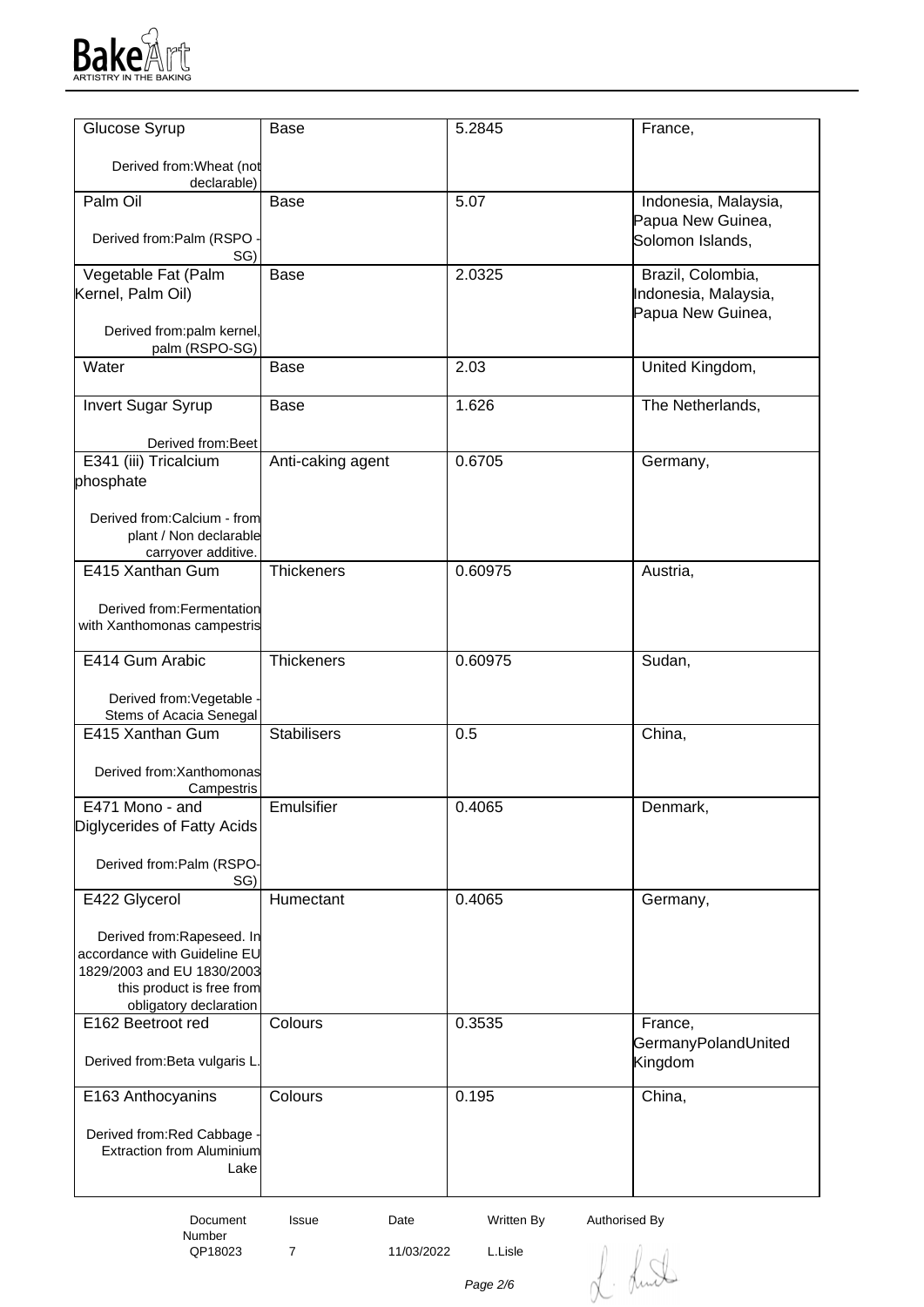| | | | |
|---|---|---|---|
| Glucose Syrup<br><br>Derived from:Wheat (not declarable) | Base | 5.2845 | France, |
| Palm Oil<br><br>Derived from:Palm (RSPO - SG) | Base | 5.07 | Indonesia, Malaysia, Papua New Guinea, Solomon Islands, |
| Vegetable Fat (Palm Kernel, Palm Oil)<br><br>Derived from:palm kernel, palm (RSPO-SG) | Base | 2.0325 | Brazil, Colombia, Indonesia, Malaysia, Papua New Guinea, |
| Water | Base | 2.03 | United Kingdom, |
| Invert Sugar Syrup<br><br>Derived from:Beet | Base | 1.626 | The Netherlands, |
| E341 (iii) Tricalcium phosphate<br><br>Derived from:Calcium - from plant / Non declarable carryover additive. | Anti-caking agent | 0.6705 | Germany, |
| E415 Xanthan Gum<br><br>Derived from:Fermentation with Xanthomonas campestris | Thickeners | 0.60975 | Austria, |
| E414 Gum Arabic<br><br>Derived from:Vegetable - Stems of Acacia Senegal | Thickeners | 0.60975 | Sudan, |
| E415 Xanthan Gum<br><br>Derived from:Xanthomonas Campestris | Stabilisers | 0.5 | China, |
| E471 Mono - and Diglycerides of Fatty Acids<br><br>Derived from:Palm (RSPO-SG) | Emulsifier | 0.4065 | Denmark, |
| E422 Glycerol<br><br>Derived from:Rapeseed. In accordance with Guideline EU 1829/2003 and EU 1830/2003 this product is free from obligatory declaration | Humectant | 0.4065 | Germany, |
| E162 Beetroot red<br><br>Derived from:Beta vulgaris L. | Colours | 0.3535 | France, GermanyPolandUnited Kingdom |
| E163 Anthocyanins<br><br>Derived from:Red Cabbage - Extraction from Aluminium Lake | Colours | 0.195 | China, |

| Document Number | Issue | Date | Written By | Authorised By |
|---|---|---|---|---|
| QP18023 | 7 | 11/03/2022 | L.Lisle | |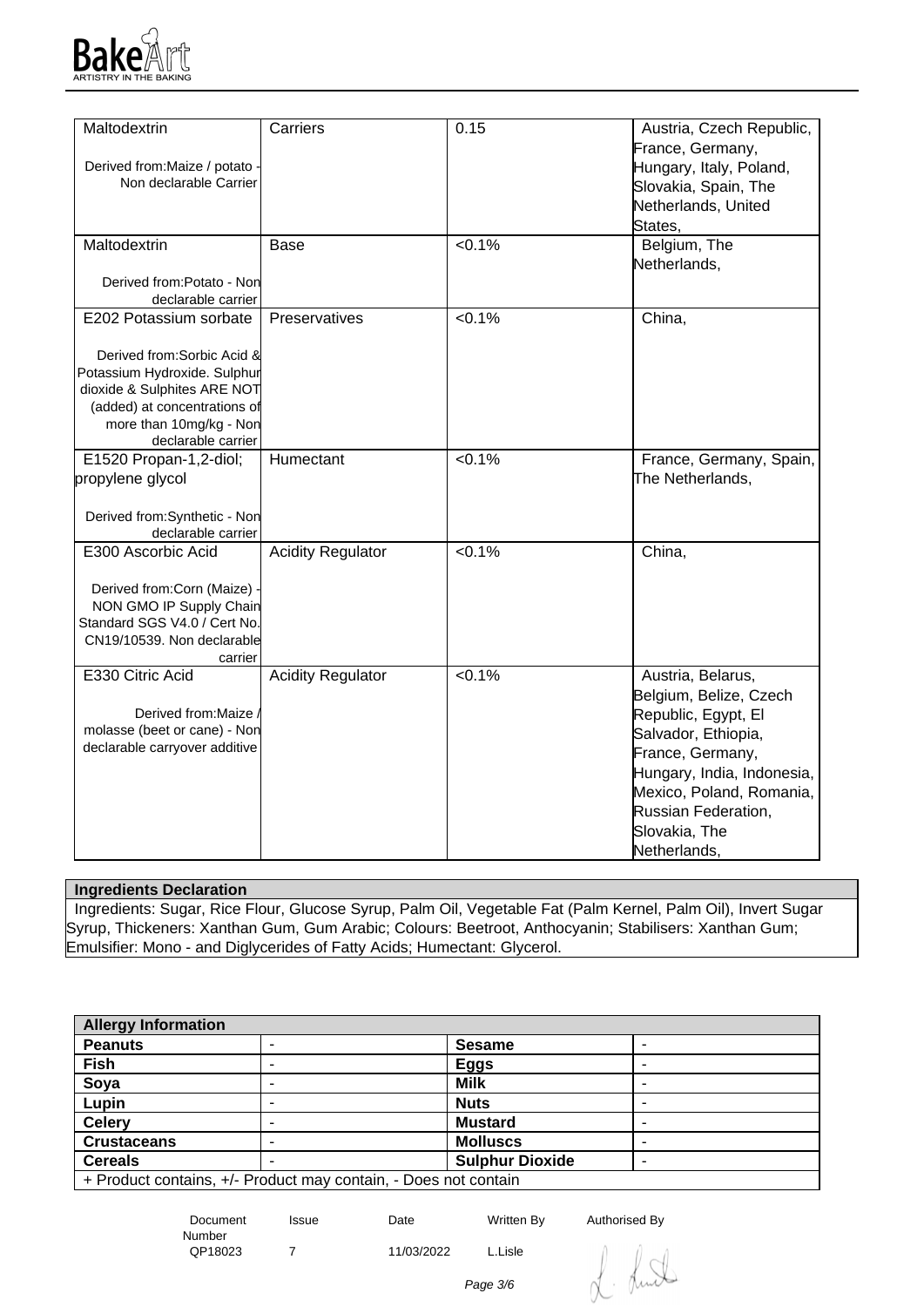| | | | |
|---|---|---|---|
| Maltodextrin<br><br>Derived from:Maize / potato - Non declarable Carrier | Carriers | 0.15 | Austria, Czech Republic, France, Germany, Hungary, Italy, Poland, Slovakia, Spain, The Netherlands, United States, |
| Maltodextrin<br><br>Derived from:Potato - Non declarable carrier | Base | <0.1% | Belgium, The Netherlands, |
| E202 Potassium sorbate<br><br>Derived from:Sorbic Acid & Potassium Hydroxide. Sulphur dioxide & Sulphites ARE NOT (added) at concentrations of more than 10mg/kg - Non declarable carrier | Preservatives | <0.1% | China, |
| E1520 Propan-1,2-diol; propylene glycol<br><br>Derived from:Synthetic - Non declarable carrier | Humectant | <0.1% | France, Germany, Spain, The Netherlands, |
| E300 Ascorbic Acid<br><br>Derived from:Corn (Maize) - NON GMO IP Supply Chain Standard SGS V4.0 / Cert No. CN19/10539. Non declarable carrier | Acidity Regulator | <0.1% | China, |
| E330 Citric Acid<br><br>Derived from:Maize / molasse (beet or cane) - Non declarable carryover additive | Acidity Regulator | <0.1% | Austria, Belarus, Belgium, Belize, Czech Republic, Egypt, El Salvador, Ethiopia, France, Germany, Hungary, India, Indonesia, Mexico, Poland, Romania, Russian Federation, Slovakia, The Netherlands, |

**Ingredients Declaration**

Ingredients: Sugar, Rice Flour, Glucose Syrup, Palm Oil, Vegetable Fat (Palm Kernel, Palm Oil), Invert Sugar Syrup, Thickeners: Xanthan Gum, Gum Arabic; Colours: Beetroot, Anthocyanin; Stabilisers: Xanthan Gum; Emulsifier: Mono - and Diglycerides of Fatty Acids; Humectant: Glycerol.

| Allergy Information | | | |
|---|---|---|---|
| **Peanuts** | - | **Sesame** | - |
| **Fish** | - | **Eggs** | - |
| **Soya** | - | **Milk** | - |
| **Lupin** | - | **Nuts** | - |
| **Celery** | - | **Mustard** | - |
| **Crustaceans** | - | **Molluscs** | - |
| **Cereals** | - | **Sulphur Dioxide** | - |
| + Product contains, +/- Product may contain, - Does not contain | | | |

| Document Number | Issue | Date | Written By | Authorised By |
|---|---|---|---|---|
| QP18023 | 7 | 11/03/2022 | L.Lisle | |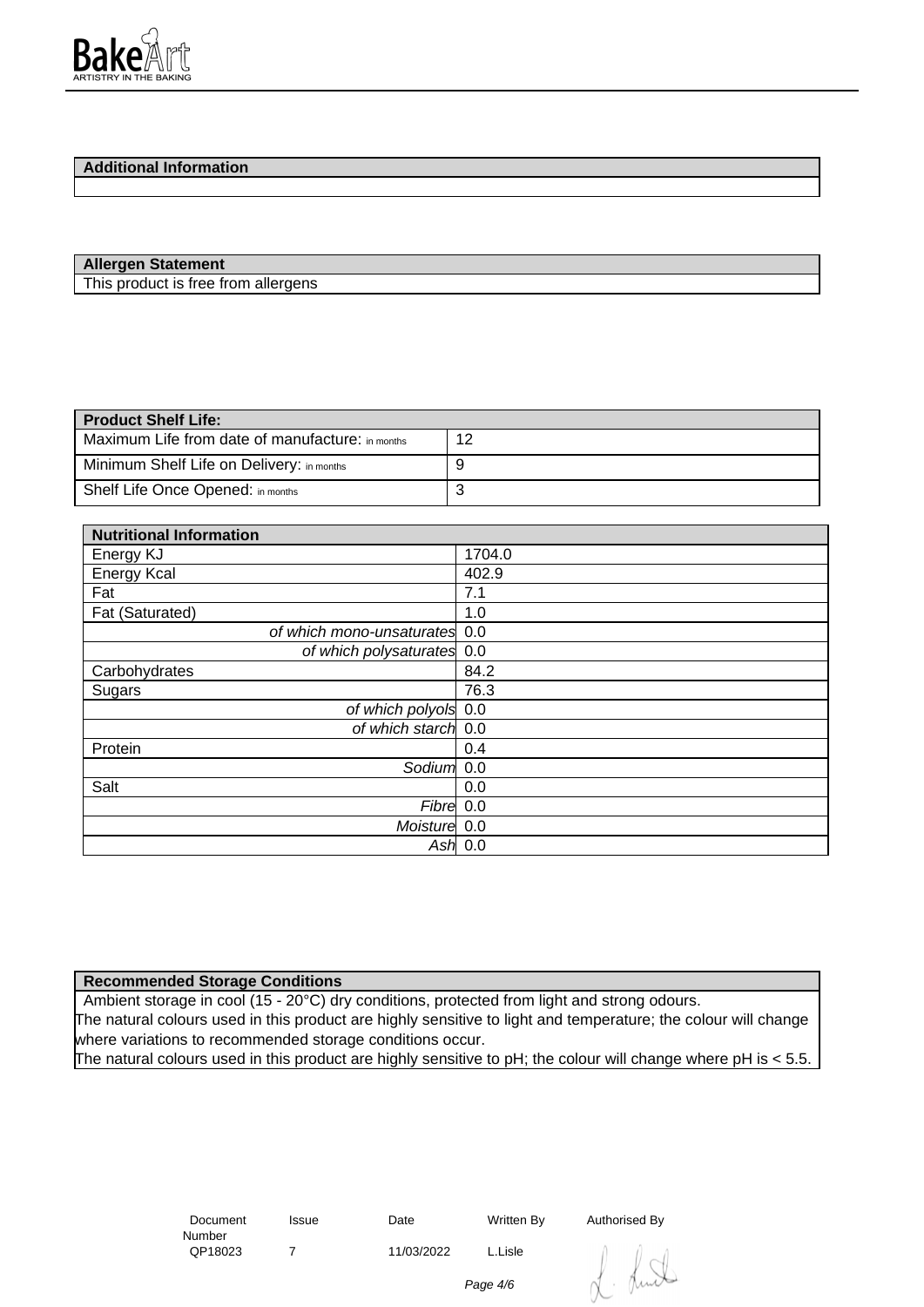BakeArt
ARTISTRY IN THE BAKING

| Additional Information |
|---|
| |

| Allergen Statement |
|---|
| This product is free from allergens |

| Product Shelf Life: | |
|---|---|
| Maximum Life from date of manufacture: in months | 12 |
| Minimum Shelf Life on Delivery: in months | 9 |
| Shelf Life Once Opened: in months | 3 |

| Nutritional Information | |
|---|---|
| Energy KJ | 1704.0 |
| Energy Kcal | 402.9 |
| Fat | 7.1 |
| Fat (Saturated) | 1.0 |
| *of which mono-unsaturates* | 0.0 |
| *of which polysaturates* | 0.0 |
| Carbohydrates | 84.2 |
| Sugars | 76.3 |
| *of which polyols* | 0.0 |
| *of which starch* | 0.0 |
| Protein | 0.4 |
| *Sodium* | 0.0 |
| Salt | 0.0 |
| *Fibre* | 0.0 |
| *Moisture* | 0.0 |
| *Ash* | 0.0 |

| Recommended Storage Conditions |
|---|
| Ambient storage in cool (15 - 20°C) dry conditions, protected from light and strong odours. The natural colours used in this product are highly sensitive to light and temperature; the colour will change where variations to recommended storage conditions occur. The natural colours used in this product are highly sensitive to pH; the colour will change where pH is < 5.5. |

| Document Number | Issue | Date | Written By | Authorised By |
|---|---|---|---|---|
| QP18023 | 7 | 11/03/2022 | L.Lisle | |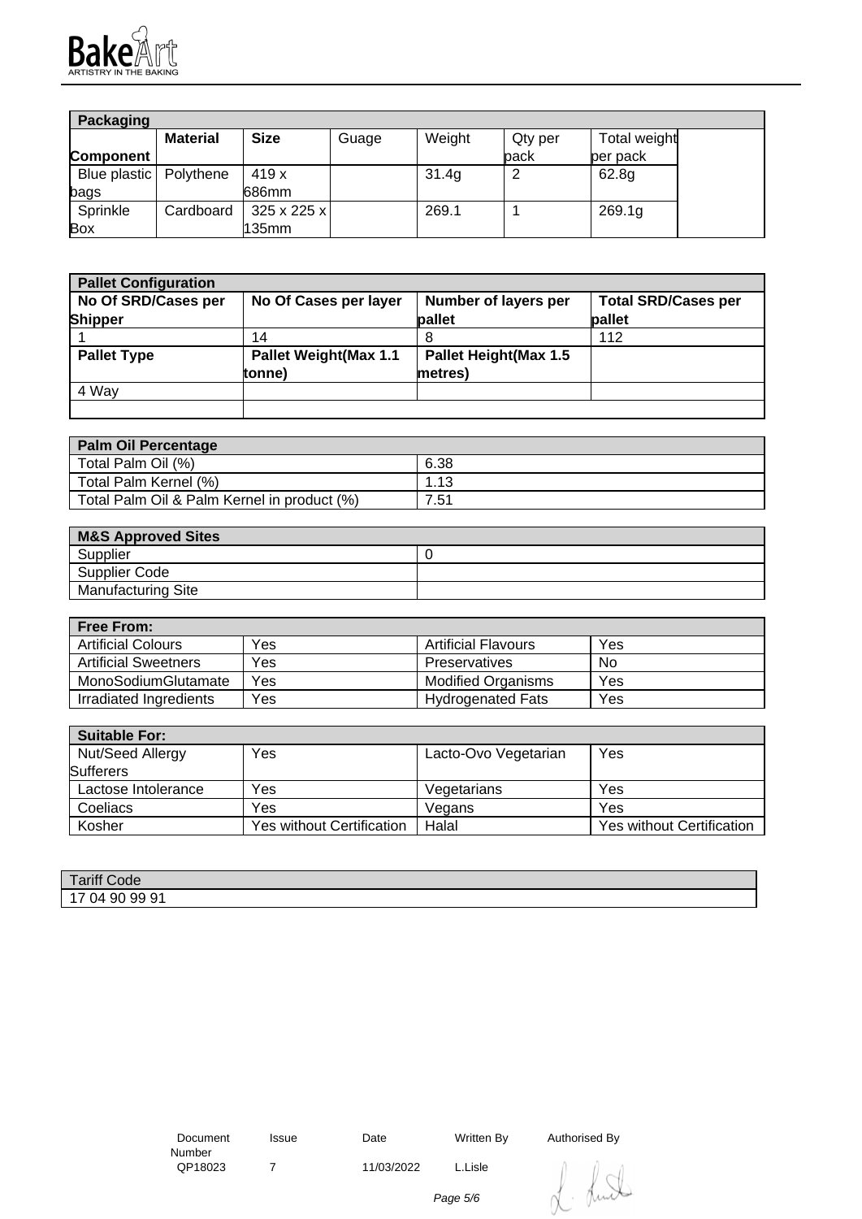BakeArt
ARTISTRY IN THE BAKING

| Packaging | | | | | | | |
|---|---|---|---|---|---|---|---|
| **Component** | **Material** | **Size** | Guage | Weight | Qty per pack | Total weight per pack | |
| Blue plastic bags | Polythene | 419 x 686mm | | 31.4g | 2 | 62.8g | |
| Sprinkle Box | Cardboard | 325 x 225 x 135mm | | 269.1 | 1 | 269.1g | |

| Pallet Configuration | | | |
|---|---|---|---|
| **No Of SRD/Cases per Shipper** | **No Of Cases per layer** | **Number of layers per pallet** | **Total SRD/Cases per pallet** |
| 1 | 14 | 8 | 112 |
| **Pallet Type** | **Pallet Weight(Max 1.1 tonne)** | **Pallet Height(Max 1.5 metres)** | |
| 4 Way | | | |
| | | | |

| Palm Oil Percentage | |
|---|---|
| Total Palm Oil (%) | 6.38 |
| Total Palm Kernel (%) | 1.13 |
| Total Palm Oil & Palm Kernel in product (%) | 7.51 |

| M&S Approved Sites | |
|---|---|
| Supplier | 0 |
| Supplier Code | |
| Manufacturing Site | |

| Free From: | | | |
|---|---|---|---|
| Artificial Colours | Yes | Artificial Flavours | Yes |
| Artificial Sweetners | Yes | Preservatives | No |
| MonoSodiumGlutamate | Yes | Modified Organisms | Yes |
| Irradiated Ingredients | Yes | Hydrogenated Fats | Yes |

| Suitable For: | | | |
|---|---|---|---|
| Nut/Seed Allergy Sufferers | Yes | Lacto-Ovo Vegetarian | Yes |
| Lactose Intolerance | Yes | Vegetarians | Yes |
| Coeliacs | Yes | Vegans | Yes |
| Kosher | Yes without Certification | Halal | Yes without Certification |

| Tariff Code |
|---|
| 17 04 90 99 91 |

| Document Number | Issue | Date | Written By | Authorised By |
|---|---|---|---|---|
| QP18023 | 7 | 11/03/2022 | L.Lisle | |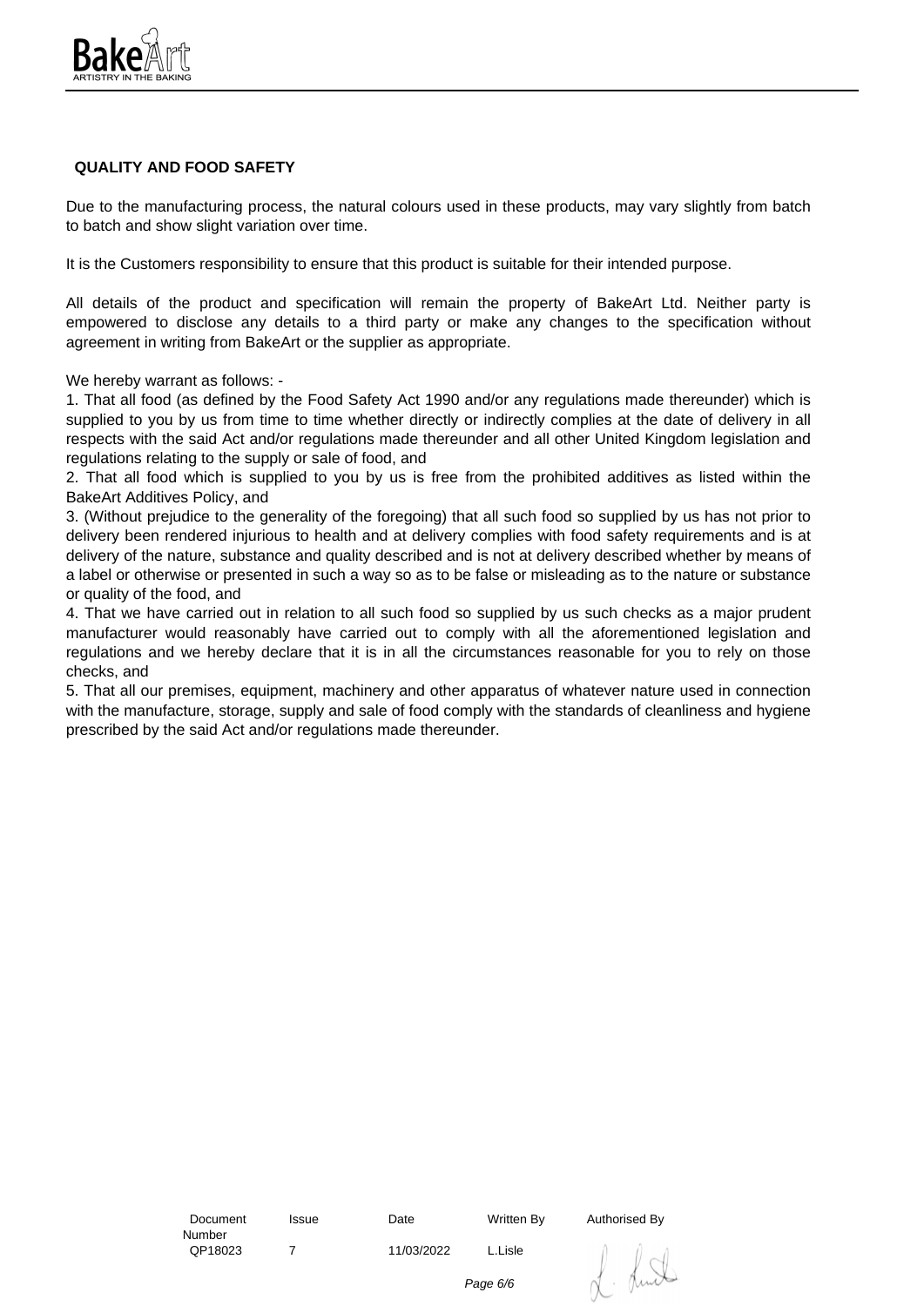## QUALITY AND FOOD SAFETY

Due to the manufacturing process, the natural colours used in these products, may vary slightly from batch to batch and show slight variation over time.

It is the Customers responsibility to ensure that this product is suitable for their intended purpose.

All details of the product and specification will remain the property of BakeArt Ltd. Neither party is empowered to disclose any details to a third party or make any changes to the specification without agreement in writing from BakeArt or the supplier as appropriate.

We hereby warrant as follows: -

1. That all food (as defined by the Food Safety Act 1990 and/or any regulations made thereunder) which is supplied to you by us from time to time whether directly or indirectly complies at the date of delivery in all respects with the said Act and/or regulations made thereunder and all other United Kingdom legislation and regulations relating to the supply or sale of food, and
2. That all food which is supplied to you by us is free from the prohibited additives as listed within the BakeArt Additives Policy, and
3. (Without prejudice to the generality of the foregoing) that all such food so supplied by us has not prior to delivery been rendered injurious to health and at delivery complies with food safety requirements and is at delivery of the nature, substance and quality described and is not at delivery described whether by means of a label or otherwise or presented in such a way so as to be false or misleading as to the nature or substance or quality of the food, and
4. That we have carried out in relation to all such food so supplied by us such checks as a major prudent manufacturer would reasonably have carried out to comply with all the aforementioned legislation and regulations and we hereby declare that it is in all the circumstances reasonable for you to rely on those checks, and
5. That all our premises, equipment, machinery and other apparatus of whatever nature used in connection with the manufacture, storage, supply and sale of food comply with the standards of cleanliness and hygiene prescribed by the said Act and/or regulations made thereunder.

| Document Number | Issue | Date | Written By | Authorised By |
|---|---|---|---|---|
| QP18023 | 7 | 11/03/2022 | L.Lisle | |